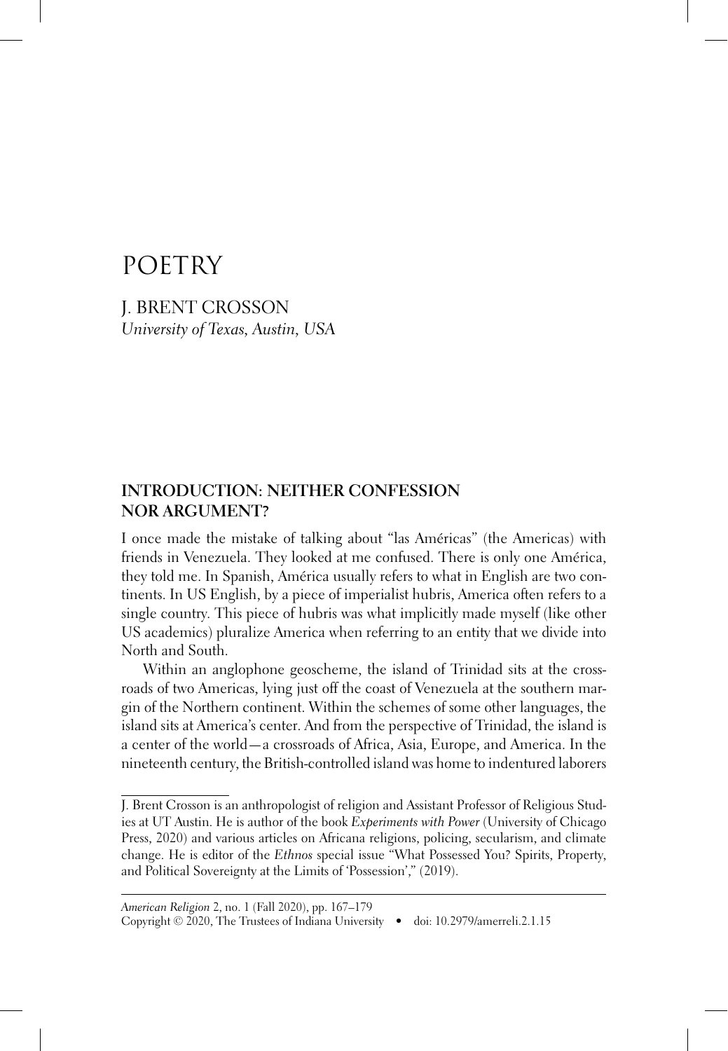# POETRY

J. BRENT CROSSON
*University of Texas, Austin, USA*

## INTRODUCTION: NEITHER CONFESSION NOR ARGUMENT?

I once made the mistake of talking about "las Américas" (the Americas) with friends in Venezuela. They looked at me confused. There is only one América, they told me. In Spanish, América usually refers to what in English are two continents. In US English, by a piece of imperialist hubris, America often refers to a single country. This piece of hubris was what implicitly made myself (like other US academics) pluralize America when referring to an entity that we divide into North and South.

Within an anglophone geoscheme, the island of Trinidad sits at the crossroads of two Americas, lying just off the coast of Venezuela at the southern margin of the Northern continent. Within the schemes of some other languages, the island sits at America's center. And from the perspective of Trinidad, the island is a center of the world—a crossroads of Africa, Asia, Europe, and America. In the nineteenth century, the British-controlled island was home to indentured laborers

---

J. Brent Crosson is an anthropologist of religion and Assistant Professor of Religious Studies at UT Austin. He is author of the book *Experiments with Power* (University of Chicago Press, 2020) and various articles on Africana religions, policing, secularism, and climate change. He is editor of the *Ethnos* special issue "What Possessed You? Spirits, Property, and Political Sovereignty at the Limits of 'Possession'," (2019).

*American Religion* 2, no. 1 (Fall 2020), pp. 167–179
Copyright © 2020, The Trustees of Indiana University • doi: 10.2979/amerreli.2.1.15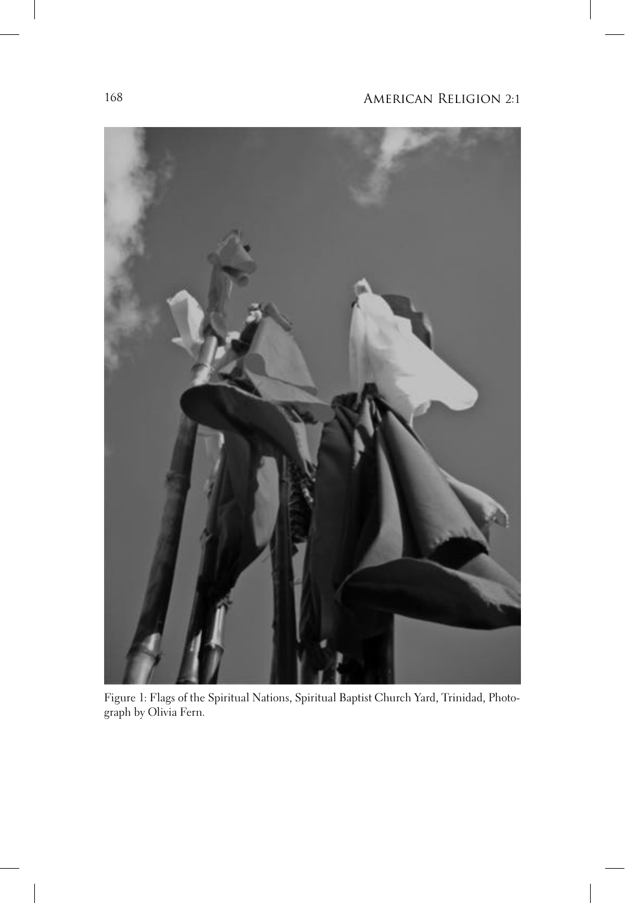Figure 1: Flags of the Spiritual Nations, Spiritual Baptist Church Yard, Trinidad, Photograph by Olivia Fern.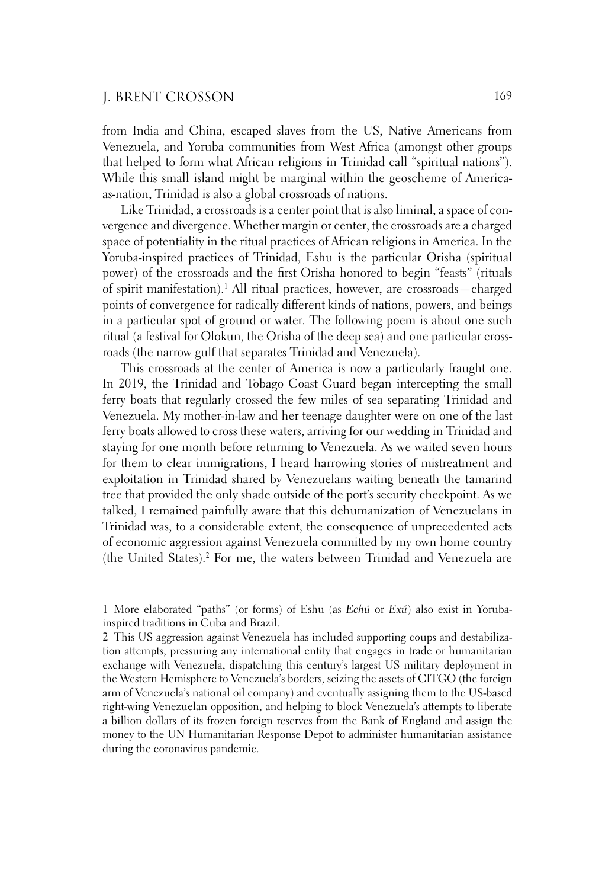from India and China, escaped slaves from the US, Native Americans from Venezuela, and Yoruba communities from West Africa (amongst other groups that helped to form what African religions in Trinidad call "spiritual nations"). While this small island might be marginal within the geoscheme of America-as-nation, Trinidad is also a global crossroads of nations.

Like Trinidad, a crossroads is a center point that is also liminal, a space of convergence and divergence. Whether margin or center, the crossroads are a charged space of potentiality in the ritual practices of African religions in America. In the Yoruba-inspired practices of Trinidad, Eshu is the particular Orisha (spiritual power) of the crossroads and the first Orisha honored to begin "feasts" (rituals of spirit manifestation).[1] All ritual practices, however, are crossroads—charged points of convergence for radically different kinds of nations, powers, and beings in a particular spot of ground or water. The following poem is about one such ritual (a festival for Olokun, the Orisha of the deep sea) and one particular crossroads (the narrow gulf that separates Trinidad and Venezuela).

This crossroads at the center of America is now a particularly fraught one. In 2019, the Trinidad and Tobago Coast Guard began intercepting the small ferry boats that regularly crossed the few miles of sea separating Trinidad and Venezuela. My mother-in-law and her teenage daughter were on one of the last ferry boats allowed to cross these waters, arriving for our wedding in Trinidad and staying for one month before returning to Venezuela. As we waited seven hours for them to clear immigrations, I heard harrowing stories of mistreatment and exploitation in Trinidad shared by Venezuelans waiting beneath the tamarind tree that provided the only shade outside of the port's security checkpoint. As we talked, I remained painfully aware that this dehumanization of Venezuelans in Trinidad was, to a considerable extent, the consequence of unprecedented acts of economic aggression against Venezuela committed by my own home country (the United States).[2] For me, the waters between Trinidad and Venezuela are

---

1 More elaborated "paths" (or forms) of Eshu (as *Echú* or *Exú*) also exist in Yoruba-inspired traditions in Cuba and Brazil.

2 This US aggression against Venezuela has included supporting coups and destabilization attempts, pressuring any international entity that engages in trade or humanitarian exchange with Venezuela, dispatching this century's largest US military deployment in the Western Hemisphere to Venezuela's borders, seizing the assets of CITGO (the foreign arm of Venezuela's national oil company) and eventually assigning them to the US-based right-wing Venezuelan opposition, and helping to block Venezuela's attempts to liberate a billion dollars of its frozen foreign reserves from the Bank of England and assign the money to the UN Humanitarian Response Depot to administer humanitarian assistance during the coronavirus pandemic.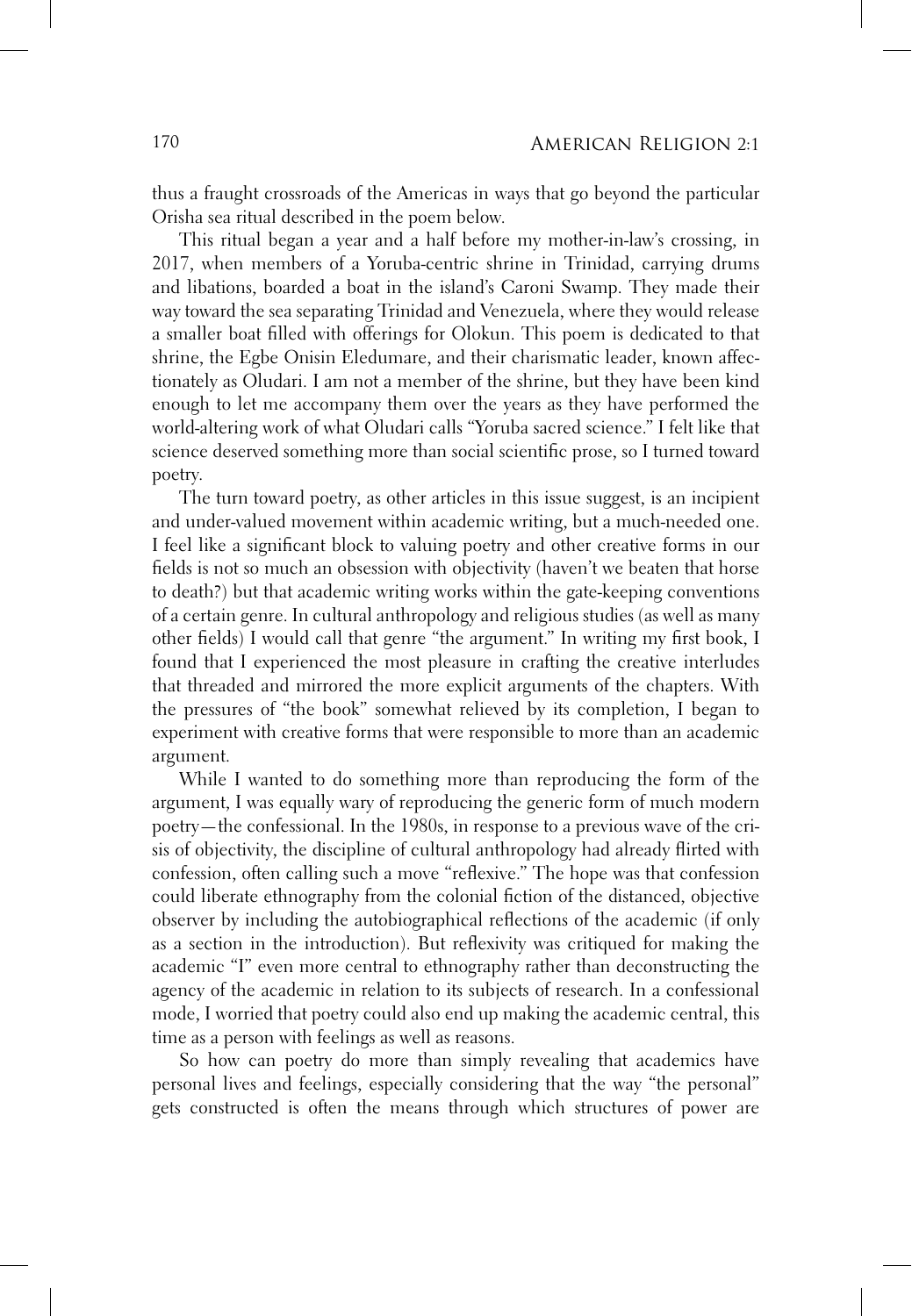thus a fraught crossroads of the Americas in ways that go beyond the particular Orisha sea ritual described in the poem below.

This ritual began a year and a half before my mother-in-law's crossing, in 2017, when members of a Yoruba-centric shrine in Trinidad, carrying drums and libations, boarded a boat in the island's Caroni Swamp. They made their way toward the sea separating Trinidad and Venezuela, where they would release a smaller boat filled with offerings for Olokun. This poem is dedicated to that shrine, the Egbe Onisin Eledumare, and their charismatic leader, known affectionately as Oludari. I am not a member of the shrine, but they have been kind enough to let me accompany them over the years as they have performed the world-altering work of what Oludari calls "Yoruba sacred science." I felt like that science deserved something more than social scientific prose, so I turned toward poetry.

The turn toward poetry, as other articles in this issue suggest, is an incipient and under-valued movement within academic writing, but a much-needed one. I feel like a significant block to valuing poetry and other creative forms in our fields is not so much an obsession with objectivity (haven't we beaten that horse to death?) but that academic writing works within the gate-keeping conventions of a certain genre. In cultural anthropology and religious studies (as well as many other fields) I would call that genre "the argument." In writing my first book, I found that I experienced the most pleasure in crafting the creative interludes that threaded and mirrored the more explicit arguments of the chapters. With the pressures of "the book" somewhat relieved by its completion, I began to experiment with creative forms that were responsible to more than an academic argument.

While I wanted to do something more than reproducing the form of the argument, I was equally wary of reproducing the generic form of much modern poetry—the confessional. In the 1980s, in response to a previous wave of the crisis of objectivity, the discipline of cultural anthropology had already flirted with confession, often calling such a move "reflexive." The hope was that confession could liberate ethnography from the colonial fiction of the distanced, objective observer by including the autobiographical reflections of the academic (if only as a section in the introduction). But reflexivity was critiqued for making the academic "I" even more central to ethnography rather than deconstructing the agency of the academic in relation to its subjects of research. In a confessional mode, I worried that poetry could also end up making the academic central, this time as a person with feelings as well as reasons.

So how can poetry do more than simply revealing that academics have personal lives and feelings, especially considering that the way "the personal" gets constructed is often the means through which structures of power are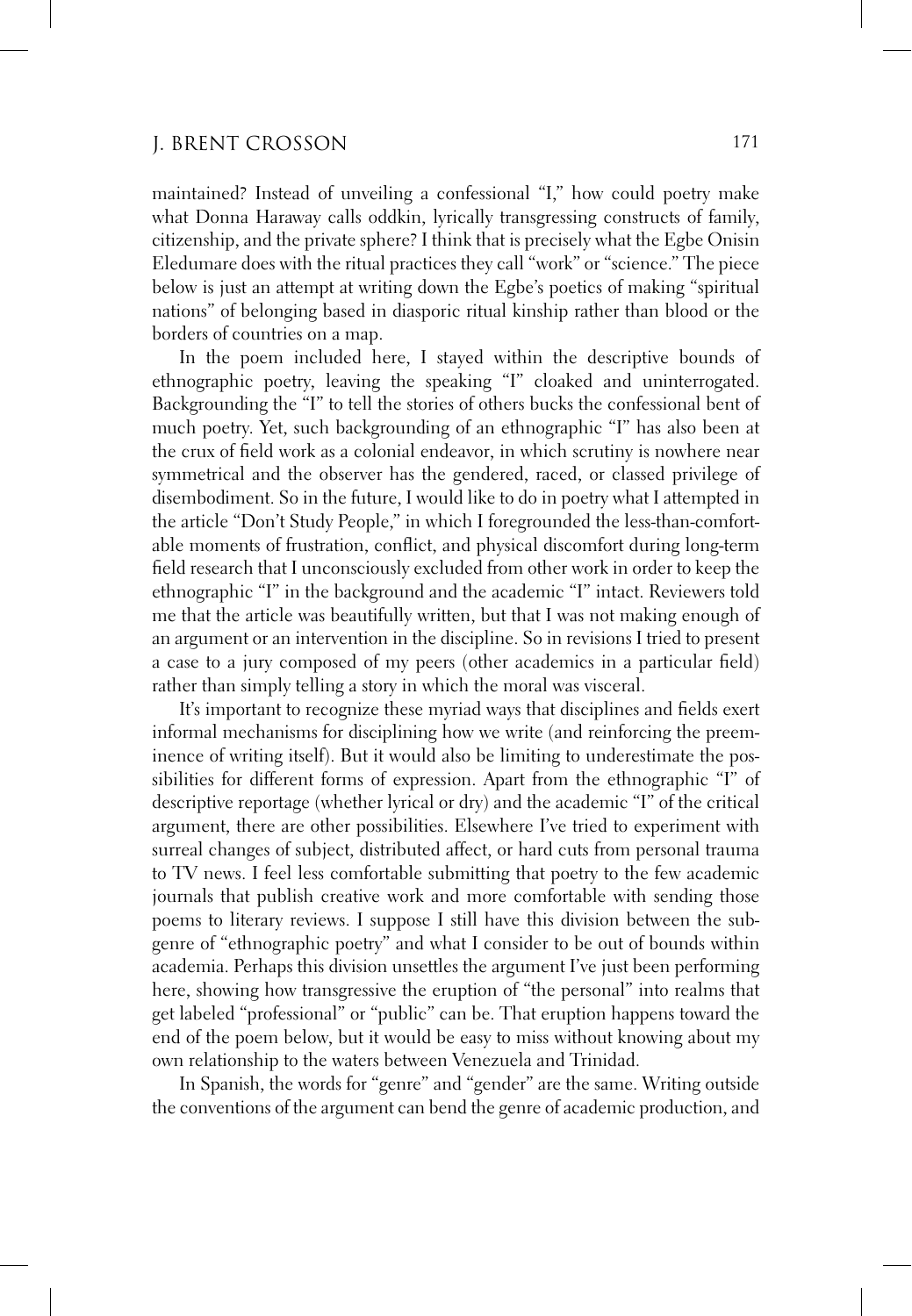maintained? Instead of unveiling a confessional "I," how could poetry make what Donna Haraway calls oddkin, lyrically transgressing constructs of family, citizenship, and the private sphere? I think that is precisely what the Egbe Onisin Eledumare does with the ritual practices they call "work" or "science." The piece below is just an attempt at writing down the Egbe's poetics of making "spiritual nations" of belonging based in diasporic ritual kinship rather than blood or the borders of countries on a map.

In the poem included here, I stayed within the descriptive bounds of ethnographic poetry, leaving the speaking "I" cloaked and uninterrogated. Backgrounding the "I" to tell the stories of others bucks the confessional bent of much poetry. Yet, such backgrounding of an ethnographic "I" has also been at the crux of field work as a colonial endeavor, in which scrutiny is nowhere near symmetrical and the observer has the gendered, raced, or classed privilege of disembodiment. So in the future, I would like to do in poetry what I attempted in the article "Don't Study People," in which I foregrounded the less-than-comfortable moments of frustration, conflict, and physical discomfort during long-term field research that I unconsciously excluded from other work in order to keep the ethnographic "I" in the background and the academic "I" intact. Reviewers told me that the article was beautifully written, but that I was not making enough of an argument or an intervention in the discipline. So in revisions I tried to present a case to a jury composed of my peers (other academics in a particular field) rather than simply telling a story in which the moral was visceral.

It's important to recognize these myriad ways that disciplines and fields exert informal mechanisms for disciplining how we write (and reinforcing the preeminence of writing itself). But it would also be limiting to underestimate the possibilities for different forms of expression. Apart from the ethnographic "I" of descriptive reportage (whether lyrical or dry) and the academic "I" of the critical argument, there are other possibilities. Elsewhere I've tried to experiment with surreal changes of subject, distributed affect, or hard cuts from personal trauma to TV news. I feel less comfortable submitting that poetry to the few academic journals that publish creative work and more comfortable with sending those poems to literary reviews. I suppose I still have this division between the subgenre of "ethnographic poetry" and what I consider to be out of bounds within academia. Perhaps this division unsettles the argument I've just been performing here, showing how transgressive the eruption of "the personal" into realms that get labeled "professional" or "public" can be. That eruption happens toward the end of the poem below, but it would be easy to miss without knowing about my own relationship to the waters between Venezuela and Trinidad.

In Spanish, the words for "genre" and "gender" are the same. Writing outside the conventions of the argument can bend the genre of academic production, and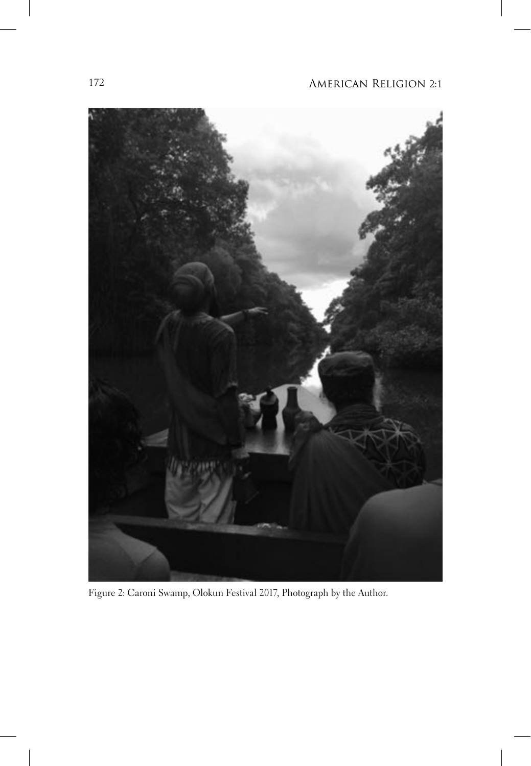Figure 2: Caroni Swamp, Olokun Festival 2017, Photograph by the Author.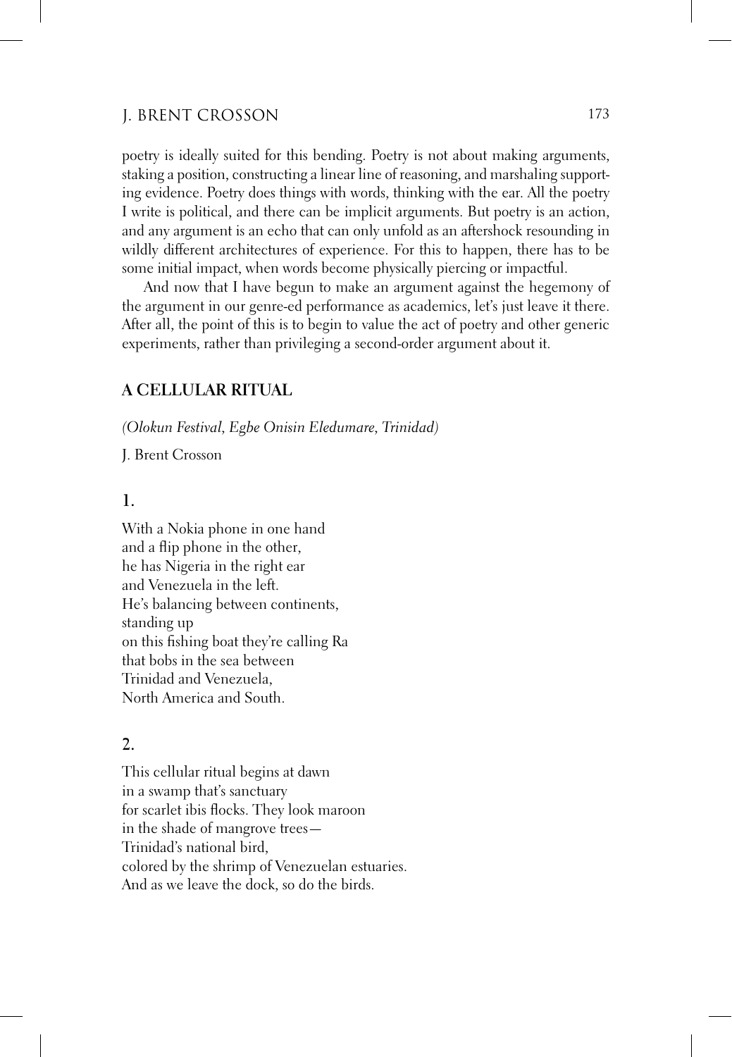poetry is ideally suited for this bending. Poetry is not about making arguments, staking a position, constructing a linear line of reasoning, and marshaling supporting evidence. Poetry does things with words, thinking with the ear. All the poetry I write is political, and there can be implicit arguments. But poetry is an action, and any argument is an echo that can only unfold as an aftershock resounding in wildly different architectures of experience. For this to happen, there has to be some initial impact, when words become physically piercing or impactful.

And now that I have begun to make an argument against the hegemony of the argument in our genre-ed performance as academics, let's just leave it there. After all, the point of this is to begin to value the act of poetry and other generic experiments, rather than privileging a second-order argument about it.

## A CELLULAR RITUAL

*(Olokun Festival, Egbe Onisin Eledumare, Trinidad)*

J. Brent Crosson

### 1.

With a Nokia phone in one hand  
and a flip phone in the other,  
he has Nigeria in the right ear  
and Venezuela in the left.  
He's balancing between continents,  
standing up  
on this fishing boat they're calling Ra  
that bobs in the sea between  
Trinidad and Venezuela,  
North America and South.

### 2.

This cellular ritual begins at dawn  
in a swamp that's sanctuary  
for scarlet ibis flocks. They look maroon  
in the shade of mangrove trees—  
Trinidad's national bird,  
colored by the shrimp of Venezuelan estuaries.  
And as we leave the dock, so do the birds.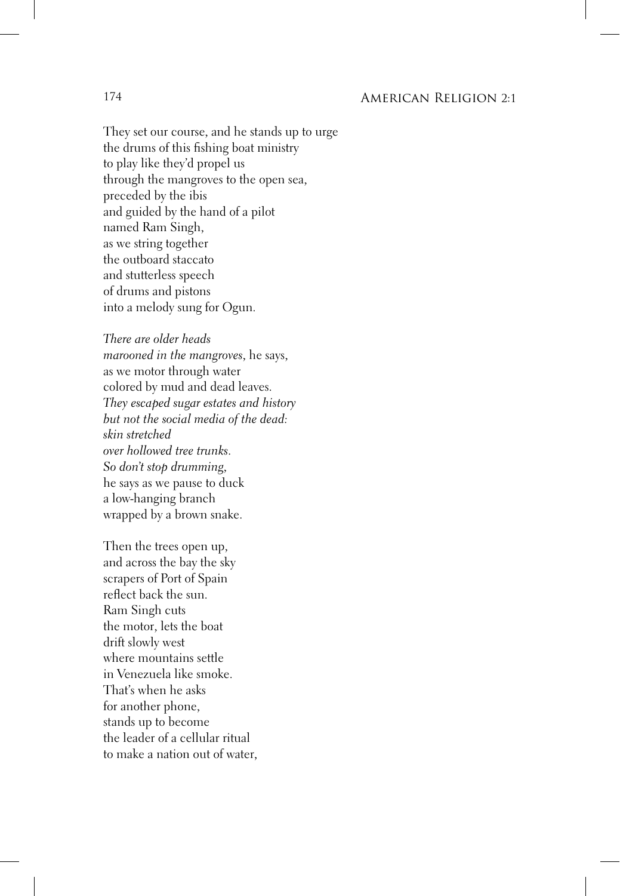They set our course, and he stands up to urge  
the drums of this fishing boat ministry  
to play like they'd propel us  
through the mangroves to the open sea,  
preceded by the ibis  
and guided by the hand of a pilot  
named Ram Singh,  
as we string together  
the outboard staccato  
and stutterless speech  
of drums and pistons  
into a melody sung for Ogun.

*There are older heads*  
*marooned in the mangroves*, he says,  
as we motor through water  
colored by mud and dead leaves.  
*They escaped sugar estates and history*  
*but not the social media of the dead:*  
*skin stretched*  
*over hollowed tree trunks.*  
*So don't stop drumming,*  
he says as we pause to duck  
a low-hanging branch  
wrapped by a brown snake.

Then the trees open up,  
and across the bay the sky  
scrapers of Port of Spain  
reflect back the sun.  
Ram Singh cuts  
the motor, lets the boat  
drift slowly west  
where mountains settle  
in Venezuela like smoke.  
That's when he asks  
for another phone,  
stands up to become  
the leader of a cellular ritual  
to make a nation out of water,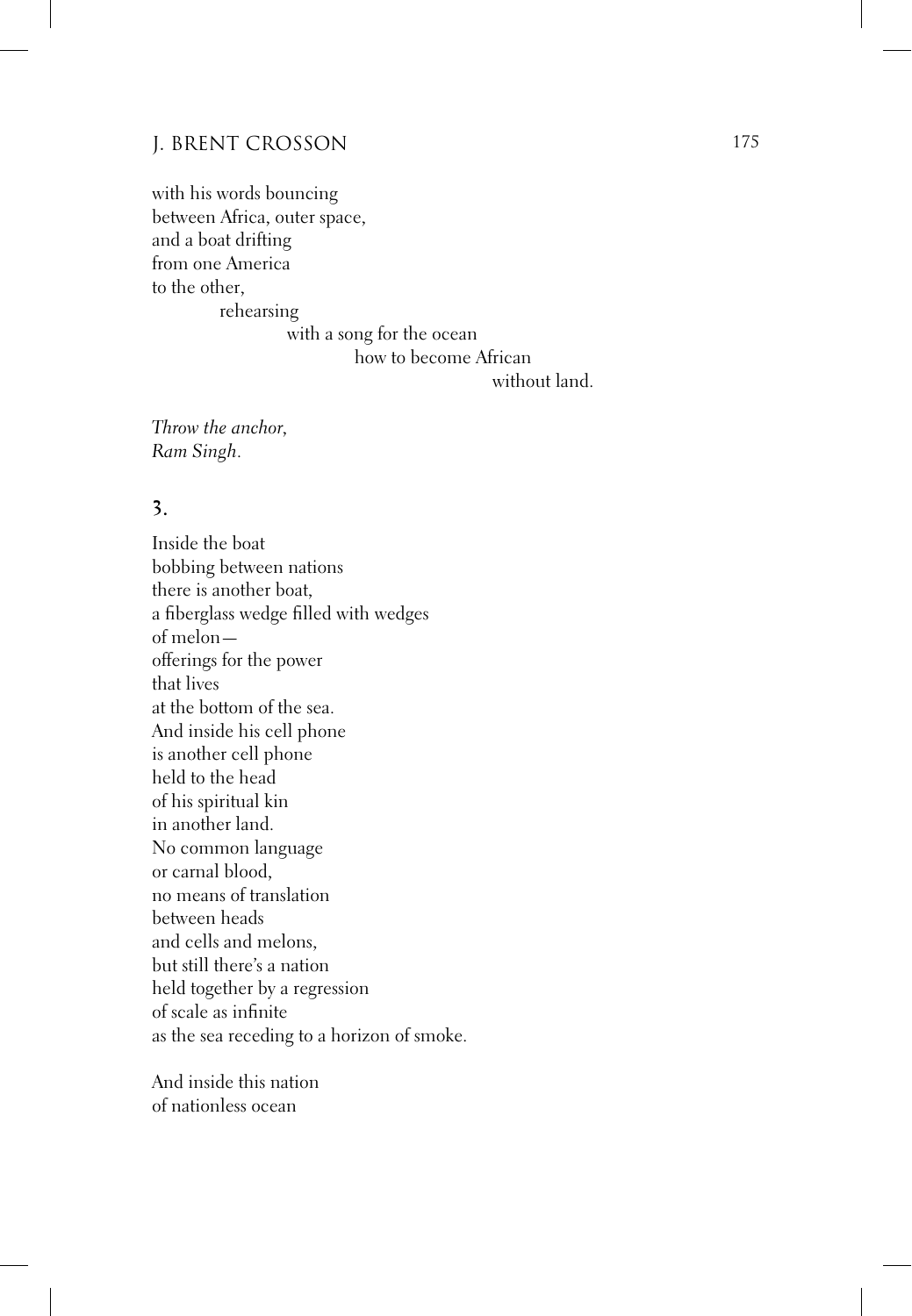with his words bouncing  
between Africa, outer space,  
and a boat drifting  
from one America  
to the other,  
          rehearsing  
                    with a song for the ocean  
                              how to become African  
                                        without land.

*Throw the anchor,*  
*Ram Singh.*

## 3.

Inside the boat  
bobbing between nations  
there is another boat,  
a fiberglass wedge filled with wedges  
of melon—  
offerings for the power  
that lives  
at the bottom of the sea.  
And inside his cell phone  
is another cell phone  
held to the head  
of his spiritual kin  
in another land.  
No common language  
or carnal blood,  
no means of translation  
between heads  
and cells and melons,  
but still there's a nation  
held together by a regression  
of scale as infinite  
as the sea receding to a horizon of smoke.

And inside this nation  
of nationless ocean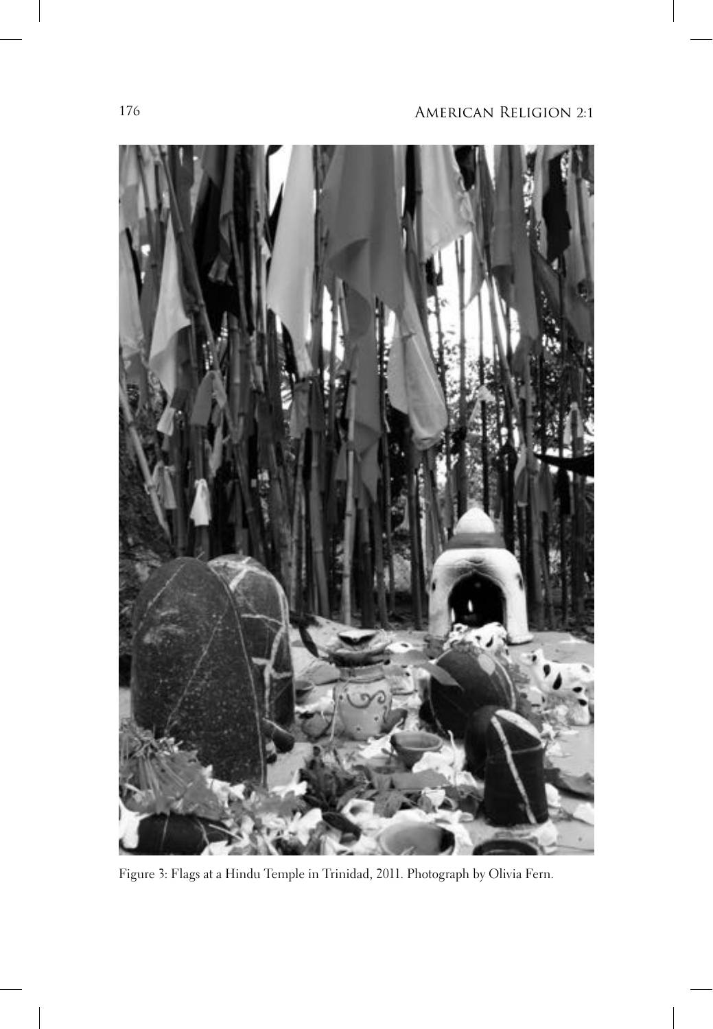Figure 3: Flags at a Hindu Temple in Trinidad, 2011. Photograph by Olivia Fern.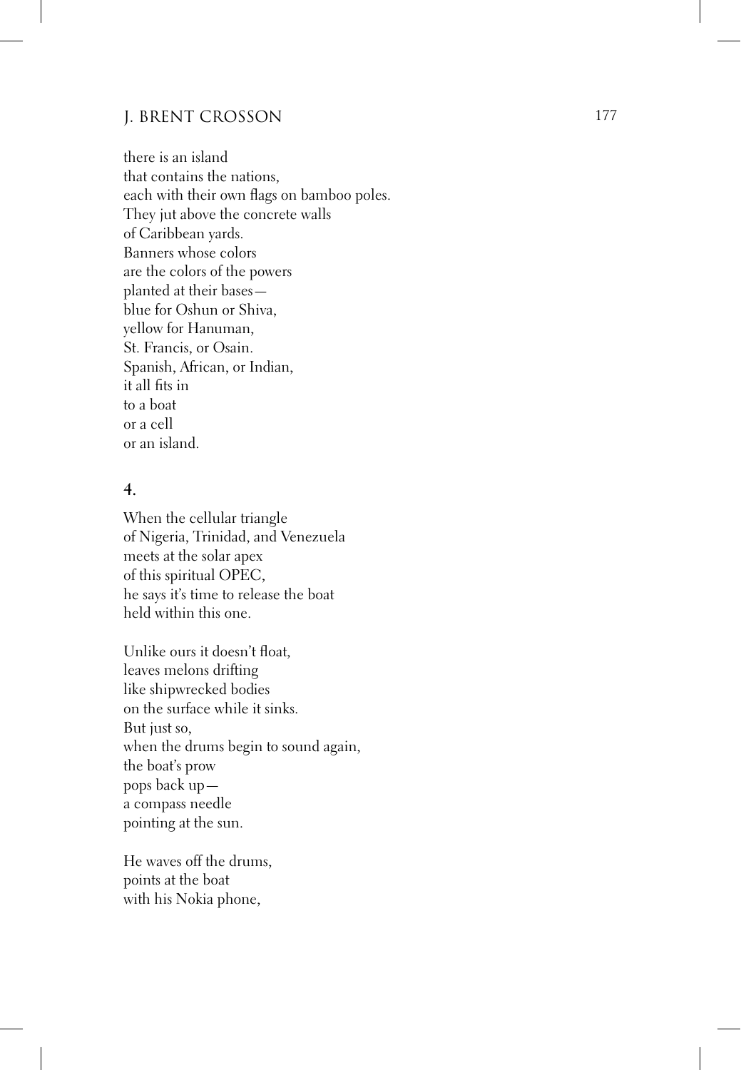there is an island
that contains the nations,
each with their own flags on bamboo poles.
They jut above the concrete walls
of Caribbean yards.
Banners whose colors
are the colors of the powers
planted at their bases—
blue for Oshun or Shiva,
yellow for Hanuman,
St. Francis, or Osain.
Spanish, African, or Indian,
it all fits in
to a boat
or a cell
or an island.

### 4.

When the cellular triangle
of Nigeria, Trinidad, and Venezuela
meets at the solar apex
of this spiritual OPEC,
he says it's time to release the boat
held within this one.

Unlike ours it doesn't float,
leaves melons drifting
like shipwrecked bodies
on the surface while it sinks.
But just so,
when the drums begin to sound again,
the boat's prow
pops back up—
a compass needle
pointing at the sun.

He waves off the drums,
points at the boat
with his Nokia phone,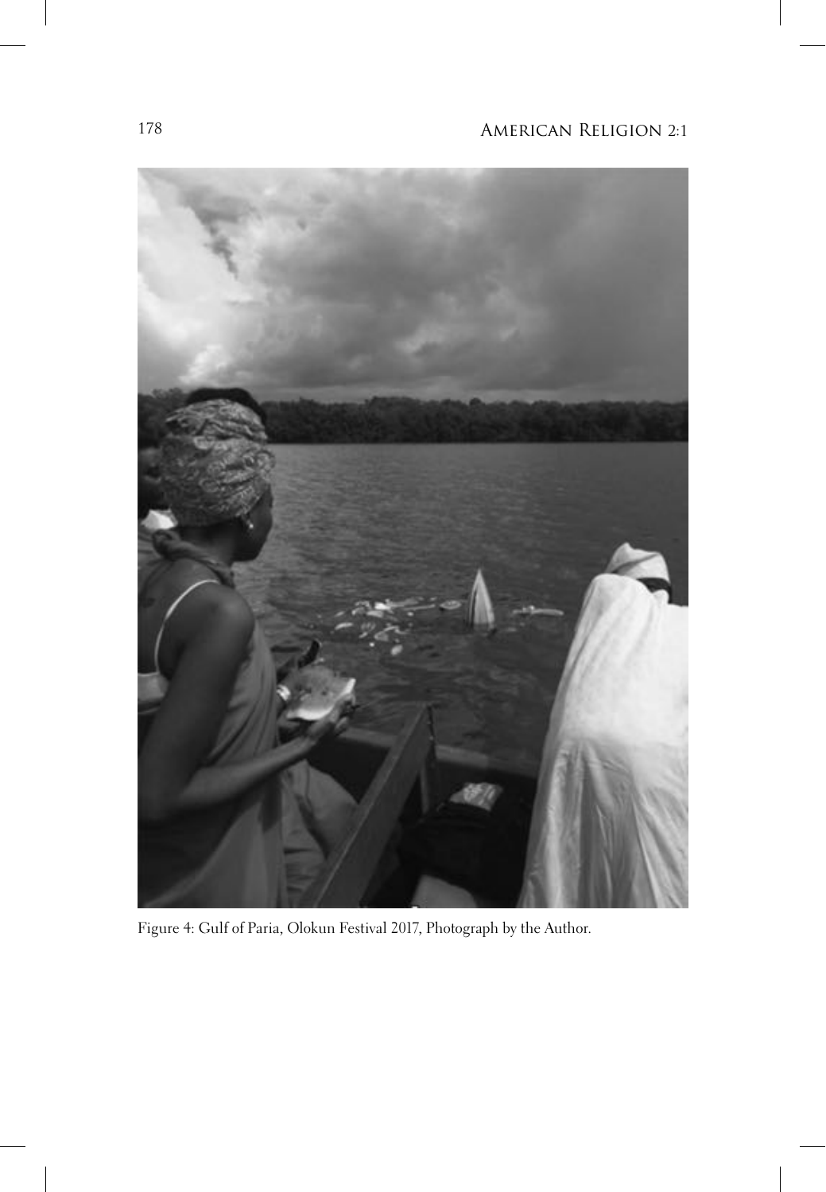Figure 4: Gulf of Paria, Olokun Festival 2017, Photograph by the Author.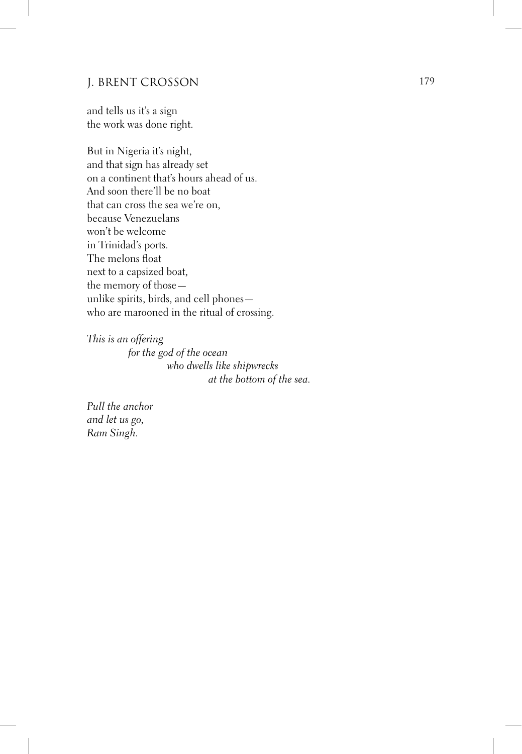and tells us it's a sign  
the work was done right.

But in Nigeria it's night,  
and that sign has already set  
on a continent that's hours ahead of us.  
And soon there'll be no boat  
that can cross the sea we're on,  
because Venezuelans  
won't be welcome  
in Trinidad's ports.  
The melons float  
next to a capsized boat,  
the memory of those—  
unlike spirits, birds, and cell phones—  
who are marooned in the ritual of crossing.

*This is an offering*  
  *for the god of the ocean*  
    *who dwells like shipwrecks*  
      *at the bottom of the sea.*

*Pull the anchor*  
*and let us go,*  
*Ram Singh.*